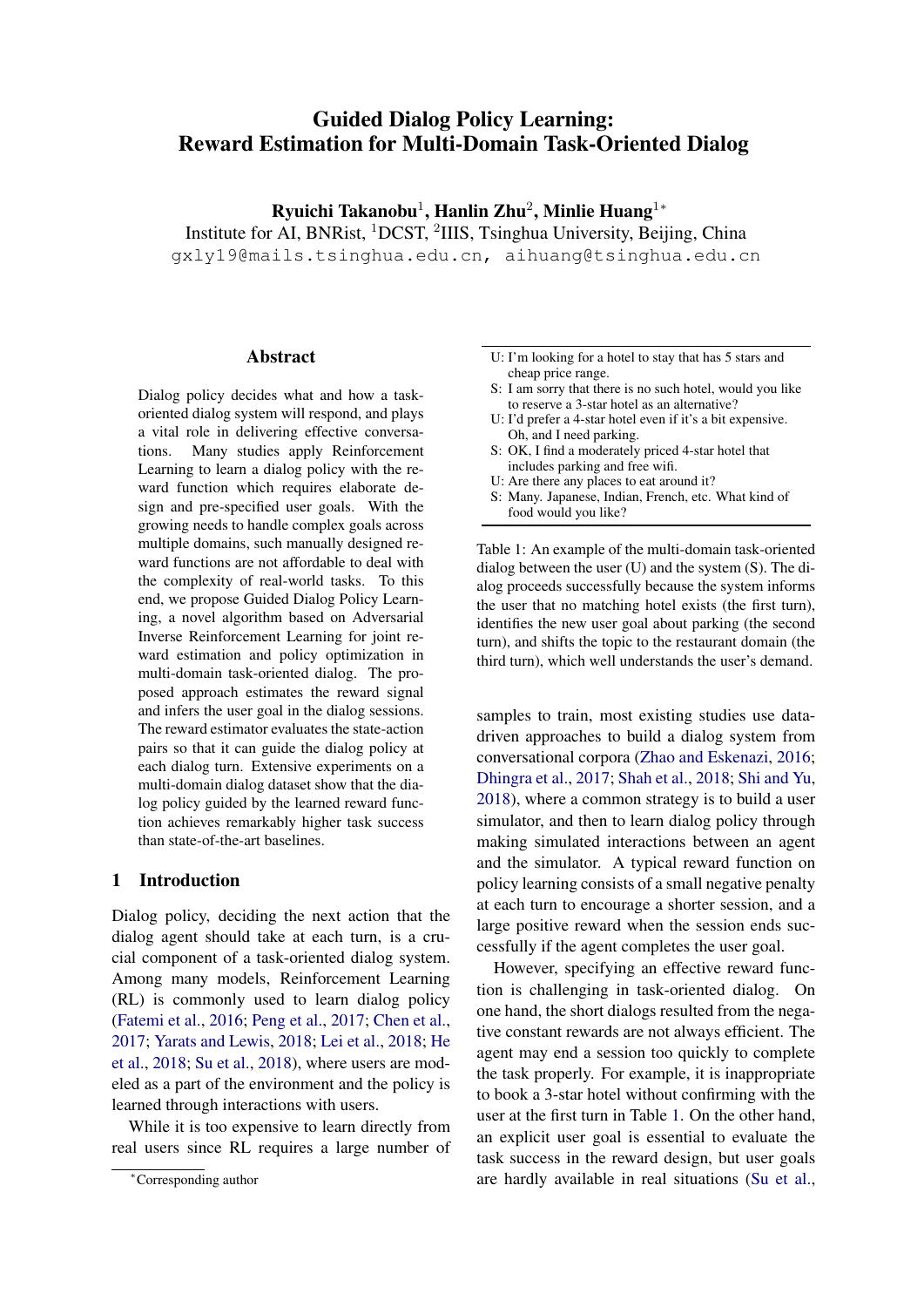# Guided Dialog Policy Learning: Reward Estimation for Multi-Domain Task-Oriented Dialog

**Ryuichi Takanobu**[1], **Hanlin Zhu**[2], **Minlie Huang**[1*]

Institute for AI, BNRist, [1]DCST, [2]IIIS, Tsinghua University, Beijing, China

gxly19@mails.tsinghua.edu.cn, aihuang@tsinghua.edu.cn

## Abstract

Dialog policy decides what and how a task-oriented dialog system will respond, and plays a vital role in delivering effective conversations. Many studies apply Reinforcement Learning to learn a dialog policy with the reward function which requires elaborate design and pre-specified user goals. With the growing needs to handle complex goals across multiple domains, such manually designed reward functions are not affordable to deal with the complexity of real-world tasks. To this end, we propose Guided Dialog Policy Learning, a novel algorithm based on Adversarial Inverse Reinforcement Learning for joint reward estimation and policy optimization in multi-domain task-oriented dialog. The proposed approach estimates the reward signal and infers the user goal in the dialog sessions. The reward estimator evaluates the state-action pairs so that it can guide the dialog policy at each dialog turn. Extensive experiments on a multi-domain dialog dataset show that the dialog policy guided by the learned reward function achieves remarkably higher task success than state-of-the-art baselines.

## 1 Introduction

Dialog policy, deciding the next action that the dialog agent should take at each turn, is a crucial component of a task-oriented dialog system. Among many models, Reinforcement Learning (RL) is commonly used to learn dialog policy (Fatemi et al., 2016; Peng et al., 2017; Chen et al., 2017; Yarats and Lewis, 2018; Lei et al., 2018; He et al., 2018; Su et al., 2018), where users are modeled as a part of the environment and the policy is learned through interactions with users.

While it is too expensive to learn directly from real users since RL requires a large number of samples to train, most existing studies use data-driven approaches to build a dialog system from conversational corpora (Zhao and Eskenazi, 2016; Dhingra et al., 2017; Shah et al., 2018; Shi and Yu, 2018), where a common strategy is to build a user simulator, and then to learn dialog policy through making simulated interactions between an agent and the simulator. A typical reward function on policy learning consists of a small negative penalty at each turn to encourage a shorter session, and a large positive reward when the session ends successfully if the agent completes the user goal.

| |
|---|
| U: I'm looking for a hotel to stay that has 5 stars and cheap price range. |
| S: I am sorry that there is no such hotel, would you like to reserve a 3-star hotel as an alternative? |
| U: I'd prefer a 4-star hotel even if it's a bit expensive. Oh, and I need parking. |
| S: OK, I find a moderately priced 4-star hotel that includes parking and free wifi. |
| U: Are there any places to eat around it? |
| S: Many. Japanese, Indian, French, etc. What kind of food would you like? |

Table 1: An example of the multi-domain task-oriented dialog between the user (U) and the system (S). The dialog proceeds successfully because the system informs the user that no matching hotel exists (the first turn), identifies the new user goal about parking (the second turn), and shifts the topic to the restaurant domain (the third turn), which well understands the user's demand.

However, specifying an effective reward function is challenging in task-oriented dialog. On one hand, the short dialogs resulted from the negative constant rewards are not always efficient. The agent may end a session too quickly to complete the task properly. For example, it is inappropriate to book a 3-star hotel without confirming with the user at the first turn in Table 1. On the other hand, an explicit user goal is essential to evaluate the task success in the reward design, but user goals are hardly available in real situations (Su et al.,

*Corresponding author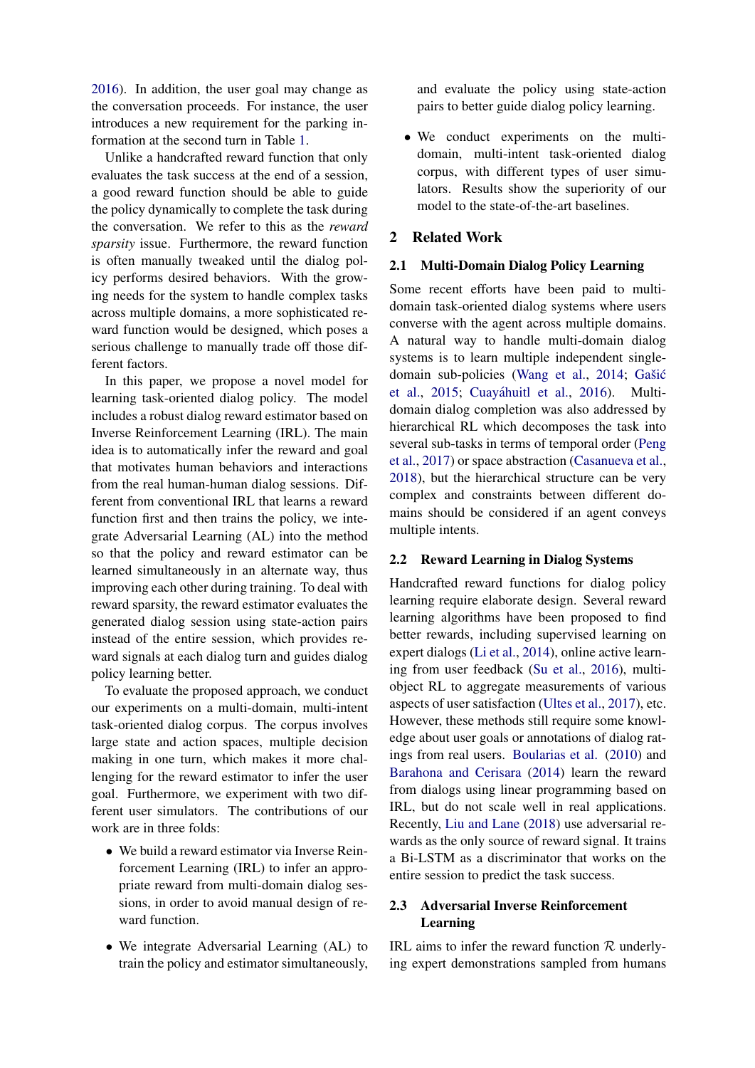2016). In addition, the user goal may change as the conversation proceeds. For instance, the user introduces a new requirement for the parking information at the second turn in Table 1.

Unlike a handcrafted reward function that only evaluates the task success at the end of a session, a good reward function should be able to guide the policy dynamically to complete the task during the conversation. We refer to this as the *reward sparsity* issue. Furthermore, the reward function is often manually tweaked until the dialog policy performs desired behaviors. With the growing needs for the system to handle complex tasks across multiple domains, a more sophisticated reward function would be designed, which poses a serious challenge to manually trade off those different factors.

In this paper, we propose a novel model for learning task-oriented dialog policy. The model includes a robust dialog reward estimator based on Inverse Reinforcement Learning (IRL). The main idea is to automatically infer the reward and goal that motivates human behaviors and interactions from the real human-human dialog sessions. Different from conventional IRL that learns a reward function first and then trains the policy, we integrate Adversarial Learning (AL) into the method so that the policy and reward estimator can be learned simultaneously in an alternate way, thus improving each other during training. To deal with reward sparsity, the reward estimator evaluates the generated dialog session using state-action pairs instead of the entire session, which provides reward signals at each dialog turn and guides dialog policy learning better.

To evaluate the proposed approach, we conduct our experiments on a multi-domain, multi-intent task-oriented dialog corpus. The corpus involves large state and action spaces, multiple decision making in one turn, which makes it more challenging for the reward estimator to infer the user goal. Furthermore, we experiment with two different user simulators. The contributions of our work are in three folds:

- We build a reward estimator via Inverse Reinforcement Learning (IRL) to infer an appropriate reward from multi-domain dialog sessions, in order to avoid manual design of reward function.
- We integrate Adversarial Learning (AL) to train the policy and estimator simultaneously, and evaluate the policy using state-action pairs to better guide dialog policy learning.
- We conduct experiments on the multi-domain, multi-intent task-oriented dialog corpus, with different types of user simulators. Results show the superiority of our model to the state-of-the-art baselines.

## 2 Related Work

### 2.1 Multi-Domain Dialog Policy Learning

Some recent efforts have been paid to multi-domain task-oriented dialog systems where users converse with the agent across multiple domains. A natural way to handle multi-domain dialog systems is to learn multiple independent single-domain sub-policies (Wang et al., 2014; Gašić et al., 2015; Cuayáhuitl et al., 2016). Multi-domain dialog completion was also addressed by hierarchical RL which decomposes the task into several sub-tasks in terms of temporal order (Peng et al., 2017) or space abstraction (Casanueva et al., 2018), but the hierarchical structure can be very complex and constraints between different domains should be considered if an agent conveys multiple intents.

### 2.2 Reward Learning in Dialog Systems

Handcrafted reward functions for dialog policy learning require elaborate design. Several reward learning algorithms have been proposed to find better rewards, including supervised learning on expert dialogs (Li et al., 2014), online active learning from user feedback (Su et al., 2016), multi-object RL to aggregate measurements of various aspects of user satisfaction (Ultes et al., 2017), etc. However, these methods still require some knowledge about user goals or annotations of dialog ratings from real users. Boularias et al. (2010) and Barahona and Cerisara (2014) learn the reward from dialogs using linear programming based on IRL, but do not scale well in real applications. Recently, Liu and Lane (2018) use adversarial rewards as the only source of reward signal. It trains a Bi-LSTM as a discriminator that works on the entire session to predict the task success.

### 2.3 Adversarial Inverse Reinforcement Learning

IRL aims to infer the reward function $\mathcal{R}$ underlying expert demonstrations sampled from humans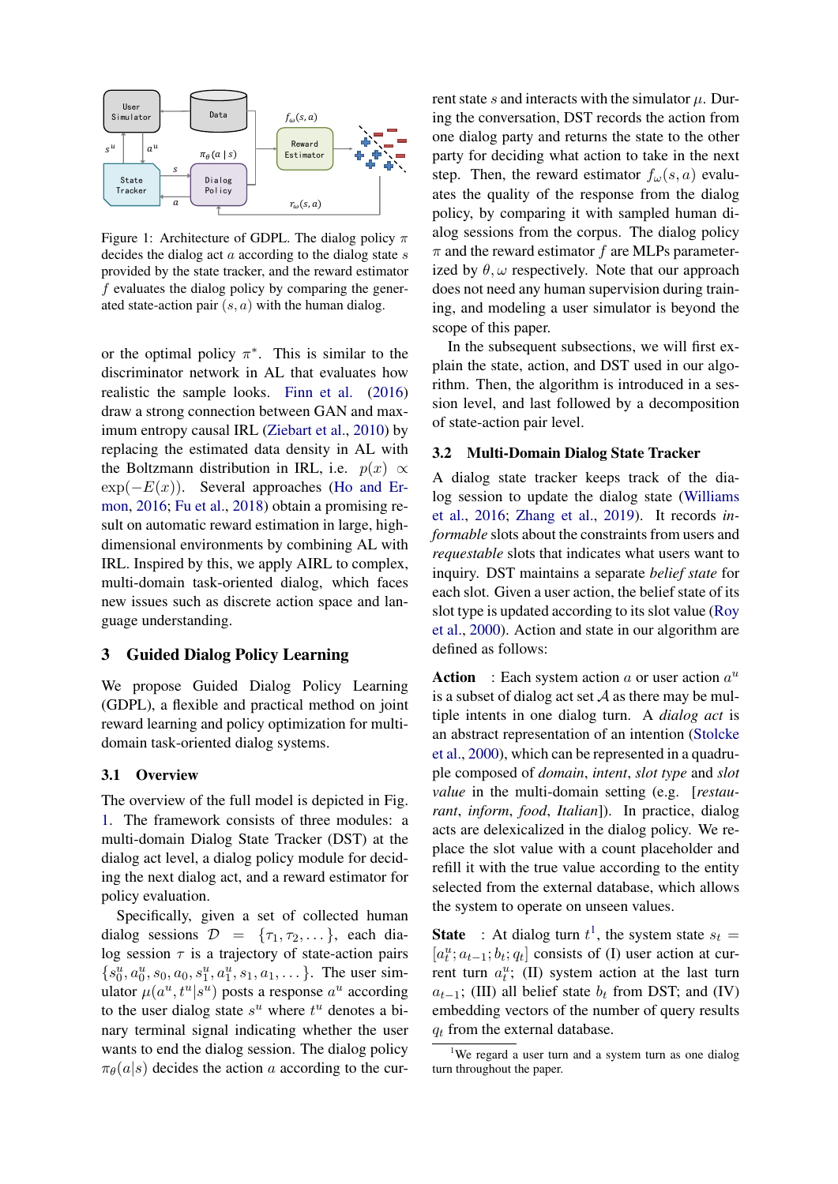Figure 1: Architecture of GDPL. The dialog policy $\pi$ decides the dialog act $a$ according to the dialog state $s$ provided by the state tracker, and the reward estimator $f$ evaluates the dialog policy by comparing the generated state-action pair $(s, a)$ with the human dialog.

or the optimal policy $\pi^*$. This is similar to the discriminator network in AL that evaluates how realistic the sample looks. Finn et al. (2016) draw a strong connection between GAN and maximum entropy causal IRL (Ziebart et al., 2010) by replacing the estimated data density in AL with the Boltzmann distribution in IRL, i.e. $p(x) \propto \exp(-E(x))$. Several approaches (Ho and Ermon, 2016; Fu et al., 2018) obtain a promising result on automatic reward estimation in large, high-dimensional environments by combining AL with IRL. Inspired by this, we apply AIRL to complex, multi-domain task-oriented dialog, which faces new issues such as discrete action space and language understanding.

## 3 Guided Dialog Policy Learning

We propose Guided Dialog Policy Learning (GDPL), a flexible and practical method on joint reward learning and policy optimization for multi-domain task-oriented dialog systems.

### 3.1 Overview

The overview of the full model is depicted in Fig. 1. The framework consists of three modules: a multi-domain Dialog State Tracker (DST) at the dialog act level, a dialog policy module for deciding the next dialog act, and a reward estimator for policy evaluation.

Specifically, given a set of collected human dialog sessions $\mathcal{D} = \{\tau_1, \tau_2, \dots\}$, each dialog session $\tau$ is a trajectory of state-action pairs $\{s_0^u, a_0^u, s_0, a_0, s_1^u, a_1^u, s_1, a_1, \dots\}$. The user simulator $\mu(a^u, t^u|s^u)$ posts a response $a^u$ according to the user dialog state $s^u$ where $t^u$ denotes a binary terminal signal indicating whether the user wants to end the dialog session. The dialog policy $\pi_\theta(a|s)$ decides the action $a$ according to the current state $s$ and interacts with the simulator $\mu$. During the conversation, DST records the action from one dialog party and returns the state to the other party for deciding what action to take in the next step. Then, the reward estimator $f_\omega(s, a)$ evaluates the quality of the response from the dialog policy, by comparing it with sampled human dialog sessions from the corpus. The dialog policy $\pi$ and the reward estimator $f$ are MLPs parameterized by $\theta, \omega$ respectively. Note that our approach does not need any human supervision during training, and modeling a user simulator is beyond the scope of this paper.

In the subsequent subsections, we will first explain the state, action, and DST used in our algorithm. Then, the algorithm is introduced in a session level, and last followed by a decomposition of state-action pair level.

### 3.2 Multi-Domain Dialog State Tracker

A dialog state tracker keeps track of the dialog session to update the dialog state (Williams et al., 2016; Zhang et al., 2019). It records *informable* slots about the constraints from users and *requestable* slots that indicates what users want to inquiry. DST maintains a separate *belief state* for each slot. Given a user action, the belief state of its slot type is updated according to its slot value (Roy et al., 2000). Action and state in our algorithm are defined as follows:

**Action** : Each system action $a$ or user action $a^u$ is a subset of dialog act set $\mathcal{A}$ as there may be multiple intents in one dialog turn. A *dialog act* is an abstract representation of an intention (Stolcke et al., 2000), which can be represented in a quadruple composed of *domain*, *intent*, *slot type* and *slot value* in the multi-domain setting (e.g. [*restaurant*, *inform*, *food*, *Italian*]). In practice, dialog acts are delexicalized in the dialog policy. We replace the slot value with a count placeholder and refill it with the true value according to the entity selected from the external database, which allows the system to operate on unseen values.

**State** : At dialog turn $t$[1], the system state $s_t = [a_t^u; a_{t-1}; b_t; q_t]$ consists of (I) user action at current turn $a_t^u$; (II) system action at the last turn $a_{t-1}$; (III) all belief state $b_t$ from DST; and (IV) embedding vectors of the number of query results $q_t$ from the external database.

[1]We regard a user turn and a system turn as one dialog turn throughout the paper.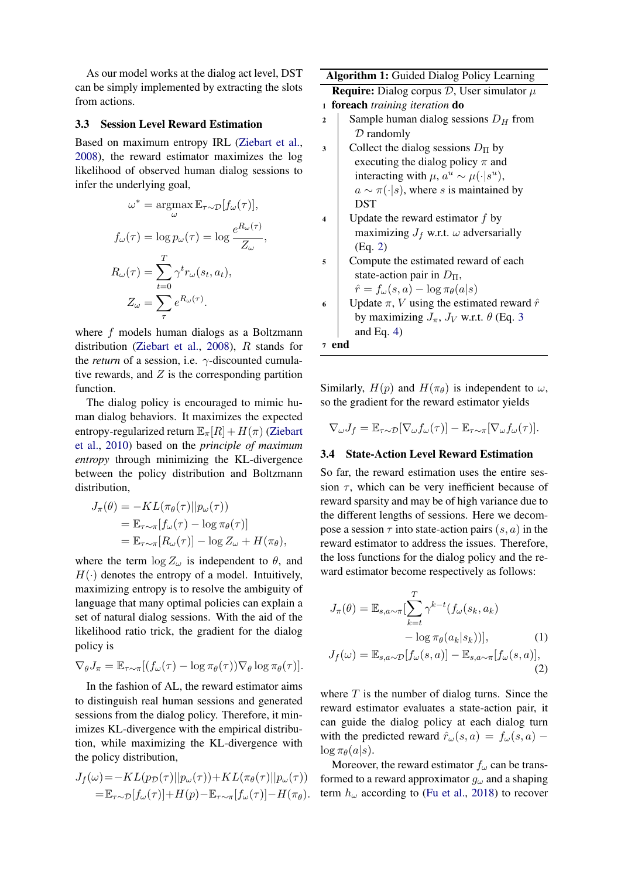As our model works at the dialog act level, DST can be simply implemented by extracting the slots from actions.

### 3.3 Session Level Reward Estimation

Based on maximum entropy IRL (Ziebart et al., 2008), the reward estimator maximizes the log likelihood of observed human dialog sessions to infer the underlying goal,

$$\omega^* = \operatorname*{argmax}_{\omega} \mathbb{E}_{\tau \sim \mathcal{D}}[f_\omega(\tau)],$$

$$f_\omega(\tau) = \log p_\omega(\tau) = \log \frac{e^{R_\omega(\tau)}}{Z_\omega},$$

$$R_\omega(\tau) = \sum_{t=0}^{T} \gamma^t r_\omega(s_t, a_t),$$

$$Z_\omega = \sum_{\tau} e^{R_\omega(\tau)}.$$

where $f$ models human dialogs as a Boltzmann distribution (Ziebart et al., 2008), $R$ stands for the *return* of a session, i.e. $\gamma$-discounted cumulative rewards, and $Z$ is the corresponding partition function.

The dialog policy is encouraged to mimic human dialog behaviors. It maximizes the expected entropy-regularized return $\mathbb{E}_\pi[R] + H(\pi)$ (Ziebart et al., 2010) based on the *principle of maximum entropy* through minimizing the KL-divergence between the policy distribution and Boltzmann distribution,

$$\begin{aligned} J_\pi(\theta) &= -KL(\pi_\theta(\tau) || p_\omega(\tau)) \\ &= \mathbb{E}_{\tau \sim \pi}[f_\omega(\tau) - \log \pi_\theta(\tau)] \\ &= \mathbb{E}_{\tau \sim \pi}[R_\omega(\tau)] - \log Z_\omega + H(\pi_\theta), \end{aligned}$$

where the term $\log Z_\omega$ is independent to $\theta$, and $H(\cdot)$ denotes the entropy of a model. Intuitively, maximizing entropy is to resolve the ambiguity of language that many optimal policies can explain a set of natural dialog sessions. With the aid of the likelihood ratio trick, the gradient for the dialog policy is

$$\nabla_\theta J_\pi = \mathbb{E}_{\tau \sim \pi}[(f_\omega(\tau) - \log \pi_\theta(\tau)) \nabla_\theta \log \pi_\theta(\tau)].$$

In the fashion of AL, the reward estimator aims to distinguish real human sessions and generated sessions from the dialog policy. Therefore, it minimizes KL-divergence with the empirical distribution, while maximizing the KL-divergence with the policy distribution,

$$\begin{aligned} J_f(\omega) &= -KL(p_{\mathcal{D}}(\tau) || p_\omega(\tau)) + KL(\pi_\theta(\tau) || p_\omega(\tau)) \\ &= \mathbb{E}_{\tau \sim \mathcal{D}}[f_\omega(\tau)] + H(p) - \mathbb{E}_{\tau \sim \pi}[f_\omega(\tau)] - H(\pi_\theta). \end{aligned}$$

**Algorithm 1:** Guided Dialog Policy Learning

**Require:** Dialog corpus $\mathcal{D}$, User simulator $\mu$

1. **foreach** *training iteration* **do**
2. Sample human dialog sessions $D_H$ from $\mathcal{D}$ randomly
3. Collect the dialog sessions $D_\Pi$ by executing the dialog policy $\pi$ and interacting with $\mu$, $a^u \sim \mu(\cdot|s^u)$, $a \sim \pi(\cdot|s)$, where $s$ is maintained by DST
4. Update the reward estimator $f$ by maximizing $J_f$ w.r.t. $\omega$ adversarially (Eq. 2)
5. Compute the estimated reward of each state-action pair in $D_\Pi$, $\hat{r} = f_\omega(s, a) - \log \pi_\theta(a|s)$
6. Update $\pi$, $V$ using the estimated reward $\hat{r}$ by maximizing $J_\pi$, $J_V$ w.r.t. $\theta$ (Eq. 3 and Eq. 4)
7. **end**

Similarly, $H(p)$ and $H(\pi_\theta)$ is independent to $\omega$, so the gradient for the reward estimator yields

$$\nabla_\omega J_f = \mathbb{E}_{\tau \sim \mathcal{D}}[\nabla_\omega f_\omega(\tau)] - \mathbb{E}_{\tau \sim \pi}[\nabla_\omega f_\omega(\tau)].$$

### 3.4 State-Action Level Reward Estimation

So far, the reward estimation uses the entire session $\tau$, which can be very inefficient because of reward sparsity and may be of high variance due to the different lengths of sessions. Here we decompose a session $\tau$ into state-action pairs $(s, a)$ in the reward estimator to address the issues. Therefore, the loss functions for the dialog policy and the reward estimator become respectively as follows:

$$J_\pi(\theta) = \mathbb{E}_{s,a \sim \pi}[\sum_{k=t}^{T} \gamma^{k-t}(f_\omega(s_k, a_k) - \log \pi_\theta(a_k|s_k))], \tag{1}$$

$$J_f(\omega) = \mathbb{E}_{s,a \sim \mathcal{D}}[f_\omega(s, a)] - \mathbb{E}_{s,a \sim \pi}[f_\omega(s, a)], \tag{2}$$

where $T$ is the number of dialog turns. Since the reward estimator evaluates a state-action pair, it can guide the dialog policy at each dialog turn with the predicted reward $\hat{r}_\omega(s, a) = f_\omega(s, a) - \log \pi_\theta(a|s)$.

Moreover, the reward estimator $f_\omega$ can be transformed to a reward approximator $g_\omega$ and a shaping term $h_\omega$ according to (Fu et al., 2018) to recover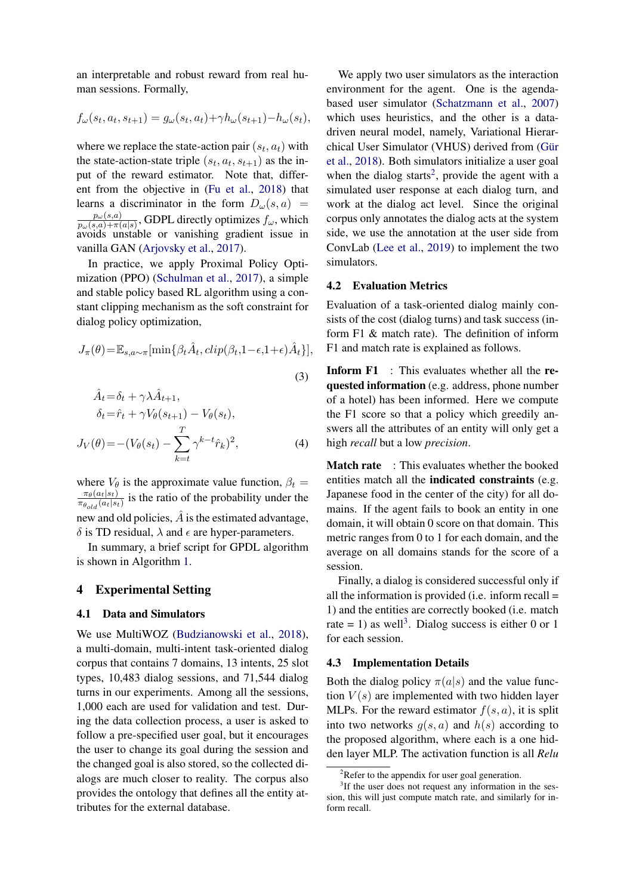an interpretable and robust reward from real human sessions. Formally,

$$f_\omega(s_t, a_t, s_{t+1}) = g_\omega(s_t, a_t) + \gamma h_\omega(s_{t+1}) - h_\omega(s_t),$$

where we replace the state-action pair $(s_t, a_t)$ with the state-action-state triple $(s_t, a_t, s_{t+1})$ as the input of the reward estimator. Note that, different from the objective in (Fu et al., 2018) that learns a discriminator in the form $D_\omega(s, a) = \frac{p_\omega(s,a)}{p_\omega(s,a)+\pi(a|s)}$, GDPL directly optimizes $f_\omega$, which avoids unstable or vanishing gradient issue in vanilla GAN (Arjovsky et al., 2017).

In practice, we apply Proximal Policy Optimization (PPO) (Schulman et al., 2017), a simple and stable policy based RL algorithm using a constant clipping mechanism as the soft constraint for dialog policy optimization,

$$J_\pi(\theta) = \mathbb{E}_{s,a\sim\pi}[\min\{\beta_t \hat{A}_t, clip(\beta_t, 1-\epsilon, 1+\epsilon)\hat{A}_t\}], \tag{3}$$

$$\begin{aligned}
\hat{A}_t &= \delta_t + \gamma\lambda\hat{A}_{t+1}, \\
\delta_t &= \hat{r}_t + \gamma V_\theta(s_{t+1}) - V_\theta(s_t), \\
J_V(\theta) &= -(V_\theta(s_t) - \sum_{k=t}^{T} \gamma^{k-t}\hat{r}_k)^2,
\end{aligned} \tag{4}$$

where $V_\theta$ is the approximate value function, $\beta_t = \frac{\pi_\theta(a_t|s_t)}{\pi_{\theta_{old}}(a_t|s_t)}$ is the ratio of the probability under the new and old policies, $\hat{A}$ is the estimated advantage, $\delta$ is TD residual, $\lambda$ and $\epsilon$ are hyper-parameters.

In summary, a brief script for GPDL algorithm is shown in Algorithm 1.

# 4 Experimental Setting

## 4.1 Data and Simulators

We use MultiWOZ (Budzianowski et al., 2018), a multi-domain, multi-intent task-oriented dialog corpus that contains 7 domains, 13 intents, 25 slot types, 10,483 dialog sessions, and 71,544 dialog turns in our experiments. Among all the sessions, 1,000 each are used for validation and test. During the data collection process, a user is asked to follow a pre-specified user goal, but it encourages the user to change its goal during the session and the changed goal is also stored, so the collected dialogs are much closer to reality. The corpus also provides the ontology that defines all the entity attributes for the external database.

We apply two user simulators as the interaction environment for the agent. One is the agenda-based user simulator (Schatzmann et al., 2007) which uses heuristics, and the other is a data-driven neural model, namely, Variational Hierarchical User Simulator (VHUS) derived from (Gür et al., 2018). Both simulators initialize a user goal when the dialog starts[2], provide the agent with a simulated user response at each dialog turn, and work at the dialog act level. Since the original corpus only annotates the dialog acts at the system side, we use the annotation at the user side from ConvLab (Lee et al., 2019) to implement the two simulators.

## 4.2 Evaluation Metrics

Evaluation of a task-oriented dialog mainly consists of the cost (dialog turns) and task success (inform F1 & match rate). The definition of inform F1 and match rate is explained as follows.

**Inform F1** : This evaluates whether all the **requested information** (e.g. address, phone number of a hotel) has been informed. Here we compute the F1 score so that a policy which greedily answers all the attributes of an entity will only get a high *recall* but a low *precision*.

**Match rate** : This evaluates whether the booked entities match all the **indicated constraints** (e.g. Japanese food in the center of the city) for all domains. If the agent fails to book an entity in one domain, it will obtain 0 score on that domain. This metric ranges from 0 to 1 for each domain, and the average on all domains stands for the score of a session.

Finally, a dialog is considered successful only if all the information is provided (i.e. inform recall = 1) and the entities are correctly booked (i.e. match rate = 1) as well[3]. Dialog success is either 0 or 1 for each session.

## 4.3 Implementation Details

Both the dialog policy $\pi(a|s)$ and the value function $V(s)$ are implemented with two hidden layer MLPs. For the reward estimator $f(s, a)$, it is split into two networks $g(s, a)$ and $h(s)$ according to the proposed algorithm, where each is a one hidden layer MLP. The activation function is all *Relu*

[2] Refer to the appendix for user goal generation.

[3] If the user does not request any information in the session, this will just compute match rate, and similarly for inform recall.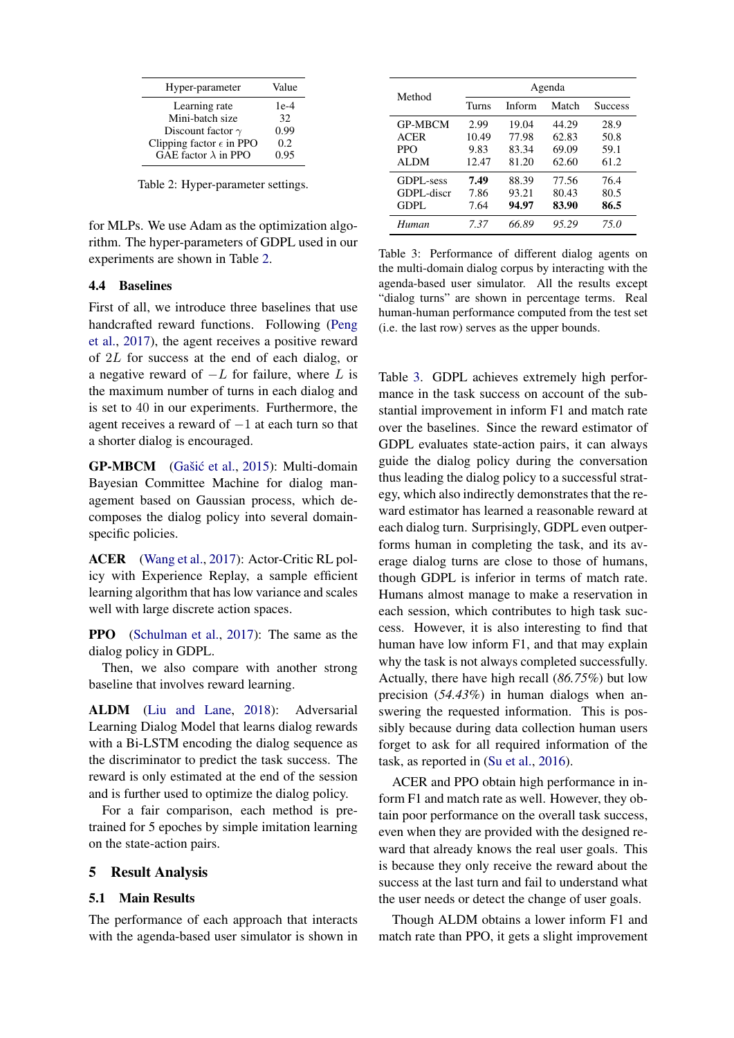| Hyper-parameter | Value |
|---|---|
| Learning rate | 1e-4 |
| Mini-batch size | 32 |
| Discount factor $\gamma$ | 0.99 |
| Clipping factor $\epsilon$ in PPO | 0.2 |
| GAE factor $\lambda$ in PPO | 0.95 |

Table 2: Hyper-parameter settings.

for MLPs. We use Adam as the optimization algorithm. The hyper-parameters of GDPL used in our experiments are shown in Table 2.

### 4.4 Baselines

First of all, we introduce three baselines that use handcrafted reward functions. Following (Peng et al., 2017), the agent receives a positive reward of $2L$ for success at the end of each dialog, or a negative reward of $-L$ for failure, where $L$ is the maximum number of turns in each dialog and is set to $40$ in our experiments. Furthermore, the agent receives a reward of $-1$ at each turn so that a shorter dialog is encouraged.

**GP-MBCM** (Gašić et al., 2015): Multi-domain Bayesian Committee Machine for dialog management based on Gaussian process, which decomposes the dialog policy into several domain-specific policies.

**ACER** (Wang et al., 2017): Actor-Critic RL policy with Experience Replay, a sample efficient learning algorithm that has low variance and scales well with large discrete action spaces.

**PPO** (Schulman et al., 2017): The same as the dialog policy in GDPL.

Then, we also compare with another strong baseline that involves reward learning.

**ALDM** (Liu and Lane, 2018): Adversarial Learning Dialog Model that learns dialog rewards with a Bi-LSTM encoding the dialog sequence as the discriminator to predict the task success. The reward is only estimated at the end of the session and is further used to optimize the dialog policy.

For a fair comparison, each method is pre-trained for 5 epoches by simple imitation learning on the state-action pairs.

## 5 Result Analysis

### 5.1 Main Results

The performance of each approach that interacts with the agenda-based user simulator is shown in Table 3. GDPL achieves extremely high performance in the task success on account of the substantial improvement in inform F1 and match rate over the baselines. Since the reward estimator of GDPL evaluates state-action pairs, it can always guide the dialog policy during the conversation thus leading the dialog policy to a successful strategy, which also indirectly demonstrates that the reward estimator has learned a reasonable reward at each dialog turn. Surprisingly, GDPL even outperforms human in completing the task, and its average dialog turns are close to those of humans, though GDPL is inferior in terms of match rate. Humans almost manage to make a reservation in each session, which contributes to high task success. However, it is also interesting to find that human have low inform F1, and that may explain why the task is not always completed successfully. Actually, there have high recall (*86.75%*) but low precision (*54.43%*) in human dialogs when answering the requested information. This is possibly because during data collection human users forget to ask for all required information of the task, as reported in (Su et al., 2016).

| Method | Agenda | | | |
|---|---|---|---|---|
| | Turns | Inform | Match | Success |
| GP-MBCM | 2.99 | 19.04 | 44.29 | 28.9 |
| ACER | 10.49 | 77.98 | 62.83 | 50.8 |
| PPO | 9.83 | 83.34 | 69.09 | 59.1 |
| ALDM | 12.47 | 81.20 | 62.60 | 61.2 |
| GDPL-sess | **7.49** | 88.39 | 77.56 | 76.4 |
| GDPL-discr | 7.86 | 93.21 | 80.43 | 80.5 |
| GDPL | 7.64 | **94.97** | **83.90** | **86.5** |
| *Human* | *7.37* | *66.89* | *95.29* | *75.0* |

Table 3: Performance of different dialog agents on the multi-domain dialog corpus by interacting with the agenda-based user simulator. All the results except "dialog turns" are shown in percentage terms. Real human-human performance computed from the test set (i.e. the last row) serves as the upper bounds.

ACER and PPO obtain high performance in inform F1 and match rate as well. However, they obtain poor performance on the overall task success, even when they are provided with the designed reward that already knows the real user goals. This is because they only receive the reward about the success at the last turn and fail to understand what the user needs or detect the change of user goals.

Though ALDM obtains a lower inform F1 and match rate than PPO, it gets a slight improvement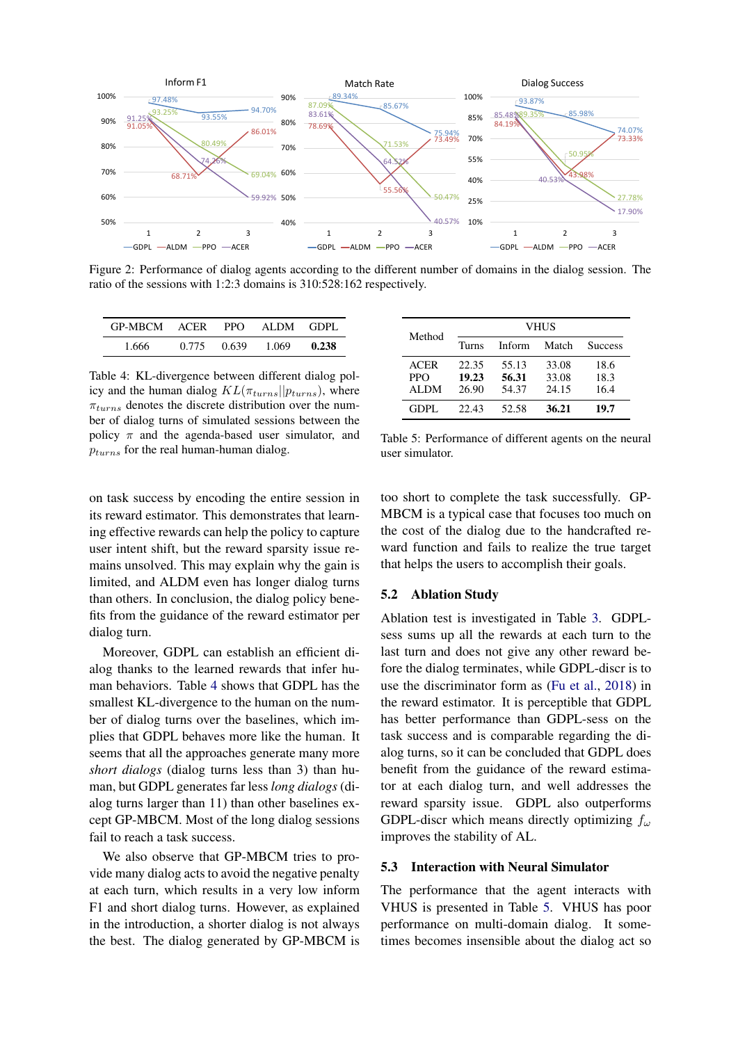Figure 2: Performance of dialog agents according to the different number of domains in the dialog session. The ratio of the sessions with 1:2:3 domains is 310:528:162 respectively.

| GP-MBCM | ACER | PPO | ALDM | GDPL |
|---|---|---|---|---|
| 1.666 | 0.775 | 0.639 | 1.069 | **0.238** |

Table 4: KL-divergence between different dialog policy and the human dialog $KL(\pi_{turns}||p_{turns})$, where $\pi_{turns}$ denotes the discrete distribution over the number of dialog turns of simulated sessions between the policy $\pi$ and the agenda-based user simulator, and $p_{turns}$ for the real human-human dialog.

| Method | VHUS | | | |
|---|---|---|---|---|
| | Turns | Inform | Match | Success |
| ACER | 22.35 | 55.13 | 33.08 | 18.6 |
| PPO | **19.23** | **56.31** | 33.08 | 18.3 |
| ALDM | 26.90 | 54.37 | 24.15 | 16.4 |
| GDPL | 22.43 | 52.58 | **36.21** | **19.7** |

Table 5: Performance of different agents on the neural user simulator.

on task success by encoding the entire session in its reward estimator. This demonstrates that learning effective rewards can help the policy to capture user intent shift, but the reward sparsity issue remains unsolved. This may explain why the gain is limited, and ALDM even has longer dialog turns than others. In conclusion, the dialog policy benefits from the guidance of the reward estimator per dialog turn.

Moreover, GDPL can establish an efficient dialog thanks to the learned rewards that infer human behaviors. Table 4 shows that GDPL has the smallest KL-divergence to the human on the number of dialog turns over the baselines, which implies that GDPL behaves more like the human. It seems that all the approaches generate many more *short dialogs* (dialog turns less than 3) than human, but GDPL generates far less *long dialogs* (dialog turns larger than 11) than other baselines except GP-MBCM. Most of the long dialog sessions fail to reach a task success.

We also observe that GP-MBCM tries to provide many dialog acts to avoid the negative penalty at each turn, which results in a very low inform F1 and short dialog turns. However, as explained in the introduction, a shorter dialog is not always the best. The dialog generated by GP-MBCM is too short to complete the task successfully. GP-MBCM is a typical case that focuses too much on the cost of the dialog due to the handcrafted reward function and fails to realize the true target that helps the users to accomplish their goals.

## 5.2 Ablation Study

Ablation test is investigated in Table 3. GDPL-sess sums up all the rewards at each turn to the last turn and does not give any other reward before the dialog terminates, while GDPL-discr is to use the discriminator form as (Fu et al., 2018) in the reward estimator. It is perceptible that GDPL has better performance than GDPL-sess on the task success and is comparable regarding the dialog turns, so it can be concluded that GDPL does benefit from the guidance of the reward estimator at each dialog turn, and well addresses the reward sparsity issue. GDPL also outperforms GDPL-discr which means directly optimizing $f_\omega$ improves the stability of AL.

## 5.3 Interaction with Neural Simulator

The performance that the agent interacts with VHUS is presented in Table 5. VHUS has poor performance on multi-domain dialog. It sometimes becomes insensible about the dialog act so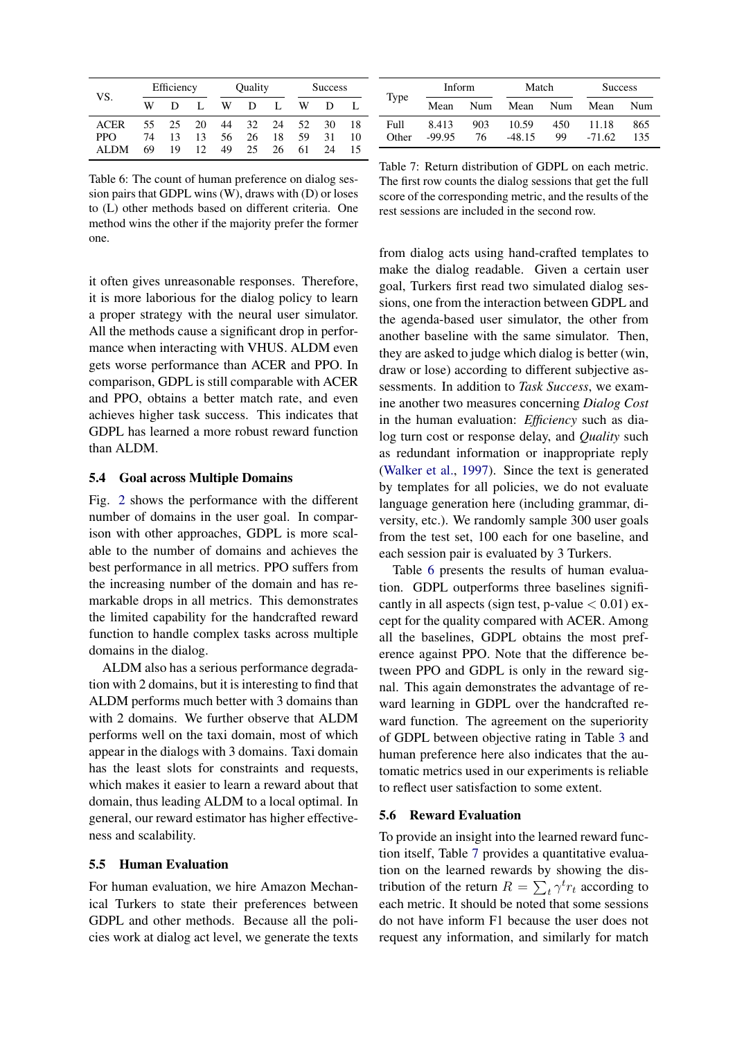| VS. | Efficiency | | | Quality | | | Success | | |
|---|---|---|---|---|---|---|---|---|---|
| | W | D | L | W | D | L | W | D | L |
| ACER | 55 | 25 | 20 | 44 | 32 | 24 | 52 | 30 | 18 |
| PPO | 74 | 13 | 13 | 56 | 26 | 18 | 59 | 31 | 10 |
| ALDM | 69 | 19 | 12 | 49 | 25 | 26 | 61 | 24 | 15 |

Table 6: The count of human preference on dialog session pairs that GDPL wins (W), draws with (D) or loses to (L) other methods based on different criteria. One method wins the other if the majority prefer the former one.

| Type | Inform | | Match | | Success | |
|---|---|---|---|---|---|---|
| | Mean | Num | Mean | Num | Mean | Num |
| Full | 8.413 | 903 | 10.59 | 450 | 11.18 | 865 |
| Other | -99.95 | 76 | -48.15 | 99 | -71.62 | 135 |

Table 7: Return distribution of GDPL on each metric. The first row counts the dialog sessions that get the full score of the corresponding metric, and the results of the rest sessions are included in the second row.

it often gives unreasonable responses. Therefore, it is more laborious for the dialog policy to learn a proper strategy with the neural user simulator. All the methods cause a significant drop in performance when interacting with VHUS. ALDM even gets worse performance than ACER and PPO. In comparison, GDPL is still comparable with ACER and PPO, obtains a better match rate, and even achieves higher task success. This indicates that GDPL has learned a more robust reward function than ALDM.

### 5.4 Goal across Multiple Domains

Fig. 2 shows the performance with the different number of domains in the user goal. In comparison with other approaches, GDPL is more scalable to the number of domains and achieves the best performance in all metrics. PPO suffers from the increasing number of the domain and has remarkable drops in all metrics. This demonstrates the limited capability for the handcrafted reward function to handle complex tasks across multiple domains in the dialog.

ALDM also has a serious performance degradation with 2 domains, but it is interesting to find that ALDM performs much better with 3 domains than with 2 domains. We further observe that ALDM performs well on the taxi domain, most of which appear in the dialogs with 3 domains. Taxi domain has the least slots for constraints and requests, which makes it easier to learn a reward about that domain, thus leading ALDM to a local optimal. In general, our reward estimator has higher effectiveness and scalability.

### 5.5 Human Evaluation

For human evaluation, we hire Amazon Mechanical Turkers to state their preferences between GDPL and other methods. Because all the policies work at dialog act level, we generate the texts from dialog acts using hand-crafted templates to make the dialog readable. Given a certain user goal, Turkers first read two simulated dialog sessions, one from the interaction between GDPL and the agenda-based user simulator, the other from another baseline with the same simulator. Then, they are asked to judge which dialog is better (win, draw or lose) according to different subjective assessments. In addition to *Task Success*, we examine another two measures concerning *Dialog Cost* in the human evaluation: *Efficiency* such as dialog turn cost or response delay, and *Quality* such as redundant information or inappropriate reply (Walker et al., 1997). Since the text is generated by templates for all policies, we do not evaluate language generation here (including grammar, diversity, etc.). We randomly sample 300 user goals from the test set, 100 each for one baseline, and each session pair is evaluated by 3 Turkers.

Table 6 presents the results of human evaluation. GDPL outperforms three baselines significantly in all aspects (sign test, p-value $< 0.01$) except for the quality compared with ACER. Among all the baselines, GDPL obtains the most preference against PPO. Note that the difference between PPO and GDPL is only in the reward signal. This again demonstrates the advantage of reward learning in GDPL over the handcrafted reward function. The agreement on the superiority of GDPL between objective rating in Table 3 and human preference here also indicates that the automatic metrics used in our experiments is reliable to reflect user satisfaction to some extent.

### 5.6 Reward Evaluation

To provide an insight into the learned reward function itself, Table 7 provides a quantitative evaluation on the learned rewards by showing the distribution of the return $R = \sum_t \gamma^t r_t$ according to each metric. It should be noted that some sessions do not have inform F1 because the user does not request any information, and similarly for match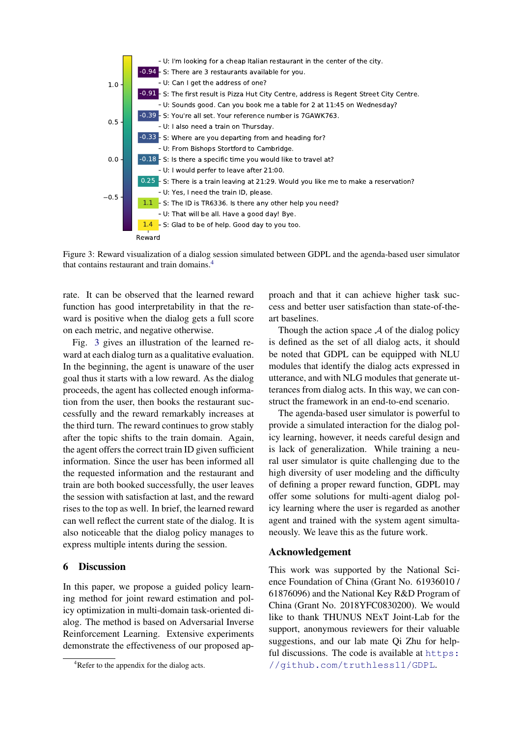- U: I'm looking for a cheap Italian restaurant in the center of the city.

| Reward | Turn |
|---|---|
| -0.94 | S: There are 3 restaurants available for you. |
| | U: Can I get the address of one? |
| -0.91 | S: The first result is Pizza Hut City Centre, address is Regent Street City Centre. |
| | U: Sounds good. Can you book me a table for 2 at 11:45 on Wednesday? |
| -0.39 | S: You're all set. Your reference number is 7GAWK763. |
| | U: I also need a train on Thursday. |
| -0.33 | S: Where are you departing from and heading for? |
| | U: From Bishops Stortford to Cambridge. |
| -0.18 | S: Is there a specific time you would like to travel at? |
| | U: I would perfer to leave after 21:00. |
| 0.25 | S: There is a train leaving at 21:29. Would you like me to make a reservation? |
| | U: Yes, I need the train ID, please. |
| 1.1 | S: The ID is TR6336. Is there any other help you need? |
| | U: That will be all. Have a good day! Bye. |
| 1.4 | S: Glad to be of help. Good day to you too. |

Figure 3: Reward visualization of a dialog session simulated between GDPL and the agenda-based user simulator that contains restaurant and train domains.[4]

rate. It can be observed that the learned reward function has good interpretability in that the reward is positive when the dialog gets a full score on each metric, and negative otherwise.

Fig. 3 gives an illustration of the learned reward at each dialog turn as a qualitative evaluation. In the beginning, the agent is unaware of the user goal thus it starts with a low reward. As the dialog proceeds, the agent has collected enough information from the user, then books the restaurant successfully and the reward remarkably increases at the third turn. The reward continues to grow stably after the topic shifts to the train domain. Again, the agent offers the correct train ID given sufficient information. Since the user has been informed all the requested information and the restaurant and train are both booked successfully, the user leaves the session with satisfaction at last, and the reward rises to the top as well. In brief, the learned reward can well reflect the current state of the dialog. It is also noticeable that the dialog policy manages to express multiple intents during the session.

## 6 Discussion

In this paper, we propose a guided policy learning method for joint reward estimation and policy optimization in multi-domain task-oriented dialog. The method is based on Adversarial Inverse Reinforcement Learning. Extensive experiments demonstrate the effectiveness of our proposed approach and that it can achieve higher task success and better user satisfaction than state-of-the-art baselines.

Though the action space $\mathcal{A}$ of the dialog policy is defined as the set of all dialog acts, it should be noted that GDPL can be equipped with NLU modules that identify the dialog acts expressed in utterance, and with NLG modules that generate utterances from dialog acts. In this way, we can construct the framework in an end-to-end scenario.

The agenda-based user simulator is powerful to provide a simulated interaction for the dialog policy learning, however, it needs careful design and is lack of generalization. While training a neural user simulator is quite challenging due to the high diversity of user modeling and the difficulty of defining a proper reward function, GDPL may offer some solutions for multi-agent dialog policy learning where the user is regarded as another agent and trained with the system agent simultaneously. We leave this as the future work.

## Acknowledgement

This work was supported by the National Science Foundation of China (Grant No. 61936010 / 61876096) and the National Key R&D Program of China (Grant No. 2018YFC0830200). We would like to thank THUNUS NExT Joint-Lab for the support, anonymous reviewers for their valuable suggestions, and our lab mate Qi Zhu for helpful discussions. The code is available at https://github.com/truthless11/GDPL.

[4]Refer to the appendix for the dialog acts.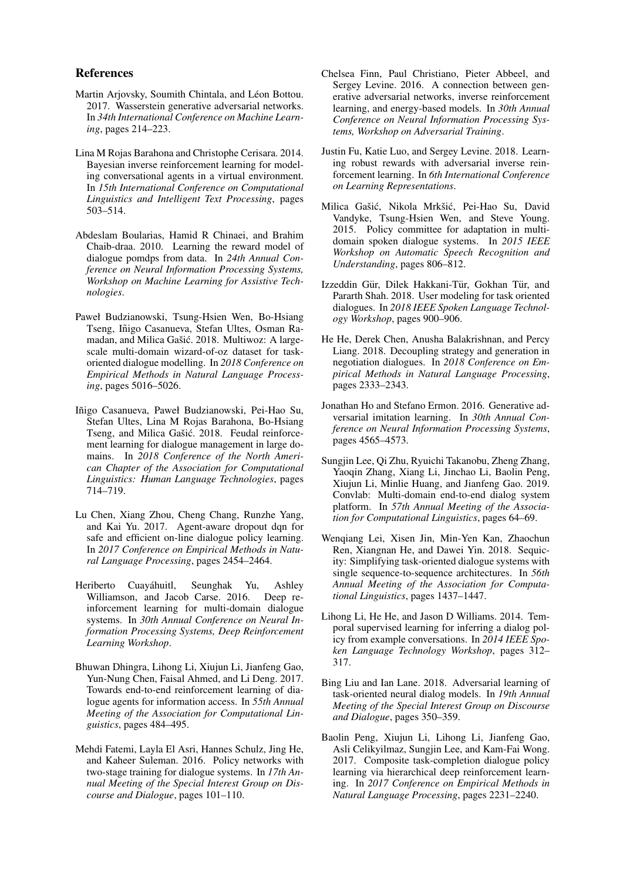## References

Martin Arjovsky, Soumith Chintala, and Léon Bottou. 2017. Wasserstein generative adversarial networks. In *34th International Conference on Machine Learning*, pages 214–223.

Lina M Rojas Barahona and Christophe Cerisara. 2014. Bayesian inverse reinforcement learning for modeling conversational agents in a virtual environment. In *15th International Conference on Computational Linguistics and Intelligent Text Processing*, pages 503–514.

Abdeslam Boularias, Hamid R Chinaei, and Brahim Chaib-draa. 2010. Learning the reward model of dialogue pomdps from data. In *24th Annual Conference on Neural Information Processing Systems, Workshop on Machine Learning for Assistive Technologies*.

Paweł Budzianowski, Tsung-Hsien Wen, Bo-Hsiang Tseng, Iñigo Casanueva, Stefan Ultes, Osman Ramadan, and Milica Gašić. 2018. Multiwoz: A large-scale multi-domain wizard-of-oz dataset for task-oriented dialogue modelling. In *2018 Conference on Empirical Methods in Natural Language Processing*, pages 5016–5026.

Iñigo Casanueva, Paweł Budzianowski, Pei-Hao Su, Stefan Ultes, Lina M Rojas Barahona, Bo-Hsiang Tseng, and Milica Gašić. 2018. Feudal reinforcement learning for dialogue management in large domains. In *2018 Conference of the North American Chapter of the Association for Computational Linguistics: Human Language Technologies*, pages 714–719.

Lu Chen, Xiang Zhou, Cheng Chang, Runzhe Yang, and Kai Yu. 2017. Agent-aware dropout dqn for safe and efficient on-line dialogue policy learning. In *2017 Conference on Empirical Methods in Natural Language Processing*, pages 2454–2464.

Heriberto Cuayáhuitl, Seunghak Yu, Ashley Williamson, and Jacob Carse. 2016. Deep reinforcement learning for multi-domain dialogue systems. In *30th Annual Conference on Neural Information Processing Systems, Deep Reinforcement Learning Workshop*.

Bhuwan Dhingra, Lihong Li, Xiujun Li, Jianfeng Gao, Yun-Nung Chen, Faisal Ahmed, and Li Deng. 2017. Towards end-to-end reinforcement learning of dialogue agents for information access. In *55th Annual Meeting of the Association for Computational Linguistics*, pages 484–495.

Mehdi Fatemi, Layla El Asri, Hannes Schulz, Jing He, and Kaheer Suleman. 2016. Policy networks with two-stage training for dialogue systems. In *17th Annual Meeting of the Special Interest Group on Discourse and Dialogue*, pages 101–110.

Chelsea Finn, Paul Christiano, Pieter Abbeel, and Sergey Levine. 2016. A connection between generative adversarial networks, inverse reinforcement learning, and energy-based models. In *30th Annual Conference on Neural Information Processing Systems, Workshop on Adversarial Training*.

Justin Fu, Katie Luo, and Sergey Levine. 2018. Learning robust rewards with adversarial inverse reinforcement learning. In *6th International Conference on Learning Representations*.

Milica Gašić, Nikola Mrkšić, Pei-Hao Su, David Vandyke, Tsung-Hsien Wen, and Steve Young. 2015. Policy committee for adaptation in multi-domain spoken dialogue systems. In *2015 IEEE Workshop on Automatic Speech Recognition and Understanding*, pages 806–812.

Izzeddin Gür, Dilek Hakkani-Tür, Gokhan Tür, and Pararth Shah. 2018. User modeling for task oriented dialogues. In *2018 IEEE Spoken Language Technology Workshop*, pages 900–906.

He He, Derek Chen, Anusha Balakrishnan, and Percy Liang. 2018. Decoupling strategy and generation in negotiation dialogues. In *2018 Conference on Empirical Methods in Natural Language Processing*, pages 2333–2343.

Jonathan Ho and Stefano Ermon. 2016. Generative adversarial imitation learning. In *30th Annual Conference on Neural Information Processing Systems*, pages 4565–4573.

Sungjin Lee, Qi Zhu, Ryuichi Takanobu, Zheng Zhang, Yaoqin Zhang, Xiang Li, Jinchao Li, Baolin Peng, Xiujun Li, Minlie Huang, and Jianfeng Gao. 2019. Convlab: Multi-domain end-to-end dialog system platform. In *57th Annual Meeting of the Association for Computational Linguistics*, pages 64–69.

Wenqiang Lei, Xisen Jin, Min-Yen Kan, Zhaochun Ren, Xiangnan He, and Dawei Yin. 2018. Sequicity: Simplifying task-oriented dialogue systems with single sequence-to-sequence architectures. In *56th Annual Meeting of the Association for Computational Linguistics*, pages 1437–1447.

Lihong Li, He He, and Jason D Williams. 2014. Temporal supervised learning for inferring a dialog policy from example conversations. In *2014 IEEE Spoken Language Technology Workshop*, pages 312–317.

Bing Liu and Ian Lane. 2018. Adversarial learning of task-oriented neural dialog models. In *19th Annual Meeting of the Special Interest Group on Discourse and Dialogue*, pages 350–359.

Baolin Peng, Xiujun Li, Lihong Li, Jianfeng Gao, Asli Celikyilmaz, Sungjin Lee, and Kam-Fai Wong. 2017. Composite task-completion dialogue policy learning via hierarchical deep reinforcement learning. In *2017 Conference on Empirical Methods in Natural Language Processing*, pages 2231–2240.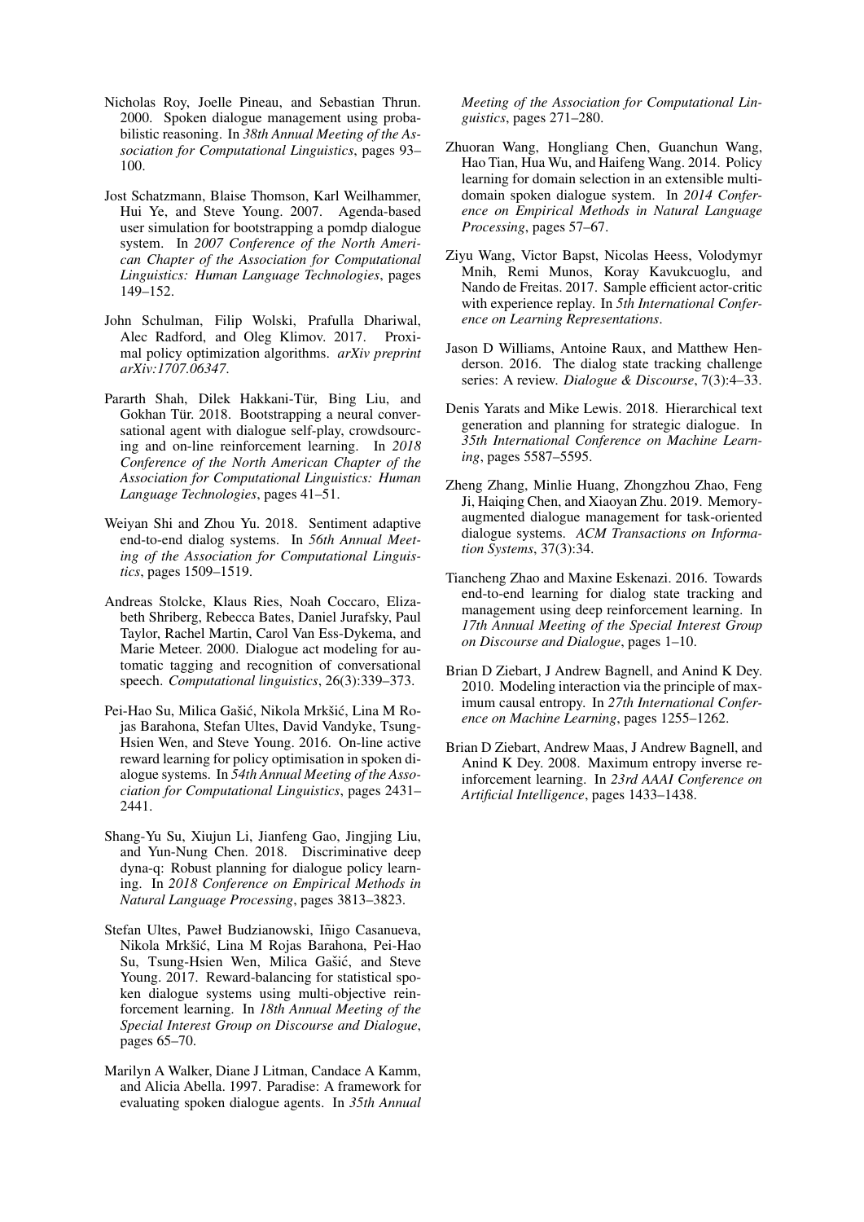Nicholas Roy, Joelle Pineau, and Sebastian Thrun. 2000. Spoken dialogue management using probabilistic reasoning. In *38th Annual Meeting of the Association for Computational Linguistics*, pages 93–100.

Jost Schatzmann, Blaise Thomson, Karl Weilhammer, Hui Ye, and Steve Young. 2007. Agenda-based user simulation for bootstrapping a pomdp dialogue system. In *2007 Conference of the North American Chapter of the Association for Computational Linguistics: Human Language Technologies*, pages 149–152.

John Schulman, Filip Wolski, Prafulla Dhariwal, Alec Radford, and Oleg Klimov. 2017. Proximal policy optimization algorithms. *arXiv preprint arXiv:1707.06347*.

Pararth Shah, Dilek Hakkani-Tür, Bing Liu, and Gokhan Tür. 2018. Bootstrapping a neural conversational agent with dialogue self-play, crowdsourcing and on-line reinforcement learning. In *2018 Conference of the North American Chapter of the Association for Computational Linguistics: Human Language Technologies*, pages 41–51.

Weiyan Shi and Zhou Yu. 2018. Sentiment adaptive end-to-end dialog systems. In *56th Annual Meeting of the Association for Computational Linguistics*, pages 1509–1519.

Andreas Stolcke, Klaus Ries, Noah Coccaro, Elizabeth Shriberg, Rebecca Bates, Daniel Jurafsky, Paul Taylor, Rachel Martin, Carol Van Ess-Dykema, and Marie Meteer. 2000. Dialogue act modeling for automatic tagging and recognition of conversational speech. *Computational linguistics*, 26(3):339–373.

Pei-Hao Su, Milica Gašić, Nikola Mrkšić, Lina M Rojas Barahona, Stefan Ultes, David Vandyke, Tsung-Hsien Wen, and Steve Young. 2016. On-line active reward learning for policy optimisation in spoken dialogue systems. In *54th Annual Meeting of the Association for Computational Linguistics*, pages 2431–2441.

Shang-Yu Su, Xiujun Li, Jianfeng Gao, Jingjing Liu, and Yun-Nung Chen. 2018. Discriminative deep dyna-q: Robust planning for dialogue policy learning. In *2018 Conference on Empirical Methods in Natural Language Processing*, pages 3813–3823.

Stefan Ultes, Paweł Budzianowski, Iñigo Casanueva, Nikola Mrkšić, Lina M Rojas Barahona, Pei-Hao Su, Tsung-Hsien Wen, Milica Gašić, and Steve Young. 2017. Reward-balancing for statistical spoken dialogue systems using multi-objective reinforcement learning. In *18th Annual Meeting of the Special Interest Group on Discourse and Dialogue*, pages 65–70.

Marilyn A Walker, Diane J Litman, Candace A Kamm, and Alicia Abella. 1997. Paradise: A framework for evaluating spoken dialogue agents. In *35th Annual Meeting of the Association for Computational Linguistics*, pages 271–280.

Zhuoran Wang, Hongliang Chen, Guanchun Wang, Hao Tian, Hua Wu, and Haifeng Wang. 2014. Policy learning for domain selection in an extensible multi-domain spoken dialogue system. In *2014 Conference on Empirical Methods in Natural Language Processing*, pages 57–67.

Ziyu Wang, Victor Bapst, Nicolas Heess, Volodymyr Mnih, Remi Munos, Koray Kavukcuoglu, and Nando de Freitas. 2017. Sample efficient actor-critic with experience replay. In *5th International Conference on Learning Representations*.

Jason D Williams, Antoine Raux, and Matthew Henderson. 2016. The dialog state tracking challenge series: A review. *Dialogue & Discourse*, 7(3):4–33.

Denis Yarats and Mike Lewis. 2018. Hierarchical text generation and planning for strategic dialogue. In *35th International Conference on Machine Learning*, pages 5587–5595.

Zheng Zhang, Minlie Huang, Zhongzhou Zhao, Feng Ji, Haiqing Chen, and Xiaoyan Zhu. 2019. Memory-augmented dialogue management for task-oriented dialogue systems. *ACM Transactions on Information Systems*, 37(3):34.

Tiancheng Zhao and Maxine Eskenazi. 2016. Towards end-to-end learning for dialog state tracking and management using deep reinforcement learning. In *17th Annual Meeting of the Special Interest Group on Discourse and Dialogue*, pages 1–10.

Brian D Ziebart, J Andrew Bagnell, and Anind K Dey. 2010. Modeling interaction via the principle of maximum causal entropy. In *27th International Conference on Machine Learning*, pages 1255–1262.

Brian D Ziebart, Andrew Maas, J Andrew Bagnell, and Anind K Dey. 2008. Maximum entropy inverse reinforcement learning. In *23rd AAAI Conference on Artificial Intelligence*, pages 1433–1438.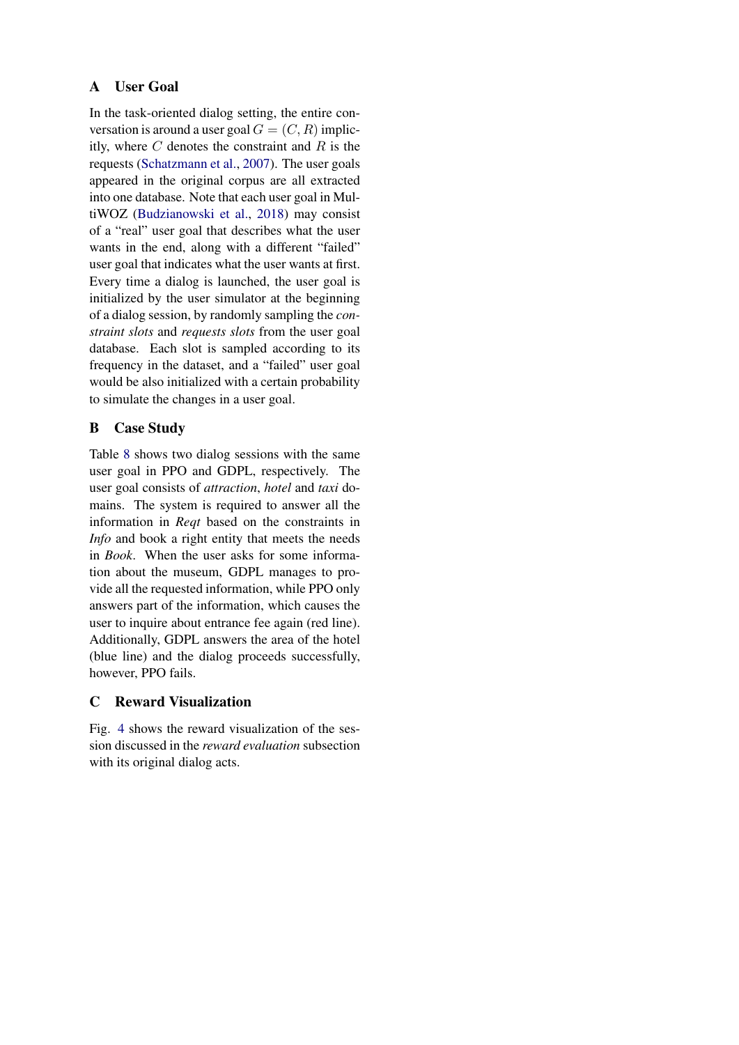## A User Goal

In the task-oriented dialog setting, the entire conversation is around a user goal $G = (C, R)$ implicitly, where $C$ denotes the constraint and $R$ is the requests (Schatzmann et al., 2007). The user goals appeared in the original corpus are all extracted into one database. Note that each user goal in MultiWOZ (Budzianowski et al., 2018) may consist of a "real" user goal that describes what the user wants in the end, along with a different "failed" user goal that indicates what the user wants at first. Every time a dialog is launched, the user goal is initialized by the user simulator at the beginning of a dialog session, by randomly sampling the *constraint slots* and *requests slots* from the user goal database. Each slot is sampled according to its frequency in the dataset, and a "failed" user goal would be also initialized with a certain probability to simulate the changes in a user goal.

## B Case Study

Table 8 shows two dialog sessions with the same user goal in PPO and GDPL, respectively. The user goal consists of *attraction*, *hotel* and *taxi* domains. The system is required to answer all the information in *Reqt* based on the constraints in *Info* and book a right entity that meets the needs in *Book*. When the user asks for some information about the museum, GDPL manages to provide all the requested information, while PPO only answers part of the information, which causes the user to inquire about entrance fee again (red line). Additionally, GDPL answers the area of the hotel (blue line) and the dialog proceeds successfully, however, PPO fails.

## C Reward Visualization

Fig. 4 shows the reward visualization of the session discussed in the *reward evaluation* subsection with its original dialog acts.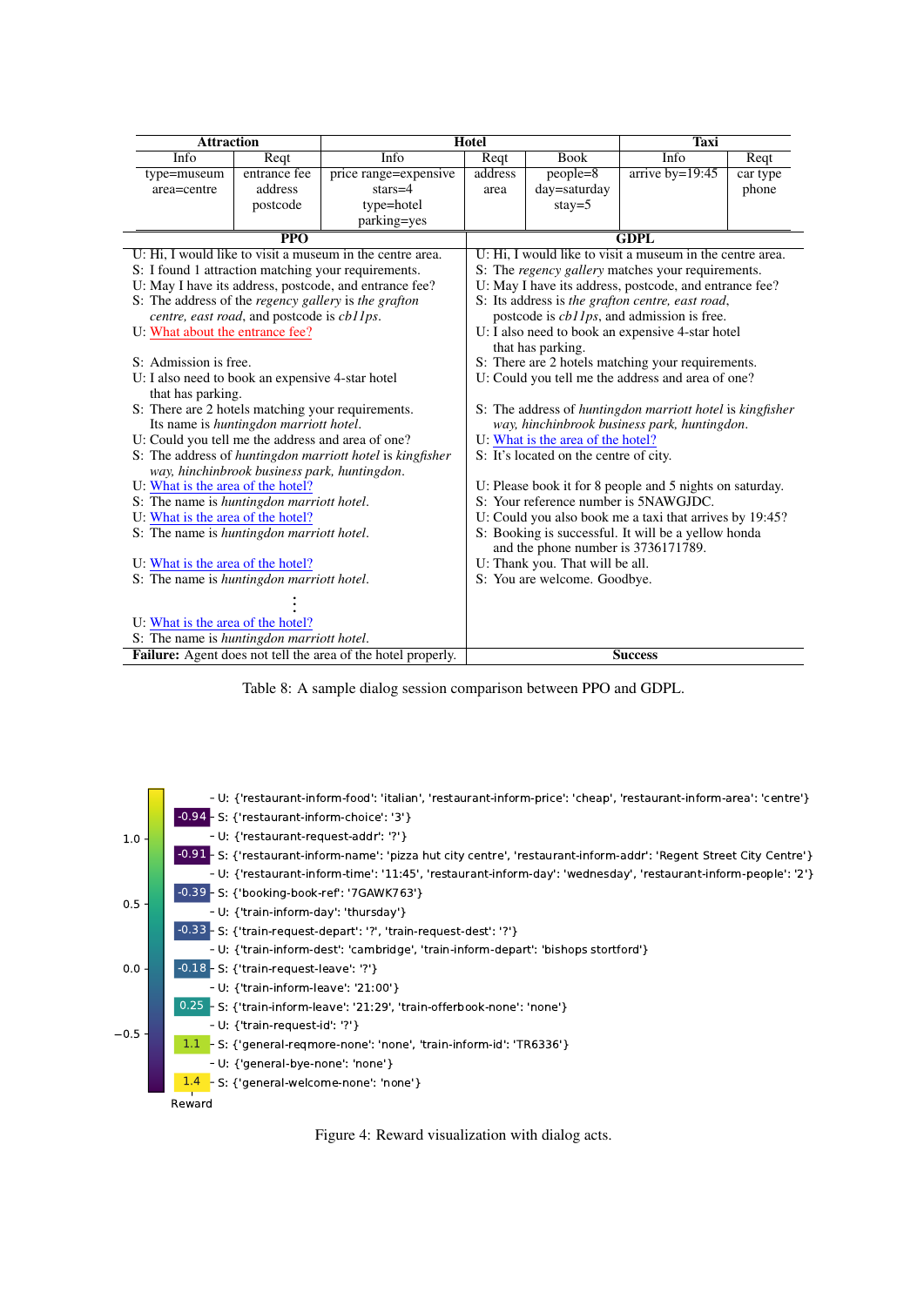| Attraction | | Hotel | | | Taxi | |
|---|---|---|---|---|---|---|
| Info | Reqt | Info | Reqt | Book | Info | Reqt |
| type=museum<br>area=centre | entrance fee<br>address<br>postcode | price range=expensive<br>stars=4<br>type=hotel<br>parking=yes | address<br>area | people=8<br>day=saturday<br>stay=5 | arrive by=19:45 | car type<br>phone |

| PPO | GDPL |
|---|---|
| U: Hi, I would like to visit a museum in the centre area. | U: Hi, I would like to visit a museum in the centre area. |
| S: I found 1 attraction matching your requirements. | S: The *regency gallery* matches your requirements. |
| U: May I have its address, postcode, and entrance fee? | U: May I have its address, postcode, and entrance fee? |
| S: The address of the *regency gallery* is *the grafton centre, east road*, and postcode is *cb11ps*. | S: Its address is *the grafton centre, east road*, postcode is *cb11ps*, and admission is free. |
| U: What about the entrance fee? | U: I also need to book an expensive 4-star hotel that has parking. |
| S: Admission is free. | S: There are 2 hotels matching your requirements. |
| U: I also need to book an expensive 4-star hotel that has parking. | U: Could you tell me the address and area of one? |
| S: There are 2 hotels matching your requirements. Its name is *huntingdon marriott hotel*. | S: The address of *huntingdon marriott hotel* is *kingfisher way, hinchinbrook business park, huntingdon*. |
| U: Could you tell me the address and area of one? | U: What is the area of the hotel? |
| S: The address of *huntingdon marriott hotel* is *kingfisher way, hinchinbrook business park, huntingdon*. | S: It's located on the centre of city. |
| U: What is the area of the hotel? | U: Please book it for 8 people and 5 nights on saturday. |
| S: The name is *huntingdon marriott hotel*. | S: Your reference number is 5NAWGJDC. |
| U: What is the area of the hotel? | U: Could you also book me a taxi that arrives by 19:45? |
| S: The name is *huntingdon marriott hotel*. | S: Booking is successful. It will be a yellow honda and the phone number is 3736171789. |
| U: What is the area of the hotel? | U: Thank you. That will be all. |
| S: The name is *huntingdon marriott hotel*. | S: You are welcome. Goodbye. |
| ⋮ | |
| U: What is the area of the hotel? | |
| S: The name is *huntingdon marriott hotel*. | |
| **Failure:** Agent does not tell the area of the hotel properly. | **Success** |

Table 8: A sample dialog session comparison between PPO and GDPL.

U: {'restaurant-inform-food': 'italian', 'restaurant-inform-price': 'cheap', 'restaurant-inform-area': 'centre'}
-0.94 S: {'restaurant-inform-choice': '3'}
U: {'restaurant-request-addr': '?'}
-0.91 S: {'restaurant-inform-name': 'pizza hut city centre', 'restaurant-inform-addr': 'Regent Street City Centre'}
U: {'restaurant-inform-time': '11:45', 'restaurant-inform-day': 'wednesday', 'restaurant-inform-people': '2'}
-0.39 S: {'booking-book-ref': '7GAWK763'}
U: {'train-inform-day': 'thursday'}
-0.33 S: {'train-request-depart': '?', 'train-request-dest': '?'}
U: {'train-inform-dest': 'cambridge', 'train-inform-depart': 'bishops stortford'}
-0.18 S: {'train-request-leave': '?'}
U: {'train-inform-leave': '21:00'}
0.25 S: {'train-inform-leave': '21:29', 'train-offerbook-none': 'none'}
U: {'train-request-id': '?'}
1.1 S: {'general-reqmore-none': 'none', 'train-inform-id': 'TR6336'}
U: {'general-bye-none': 'none'}
1.4 S: {'general-welcome-none': 'none'}

1.0
0.5
0.0
−0.5
Reward

Figure 4: Reward visualization with dialog acts.